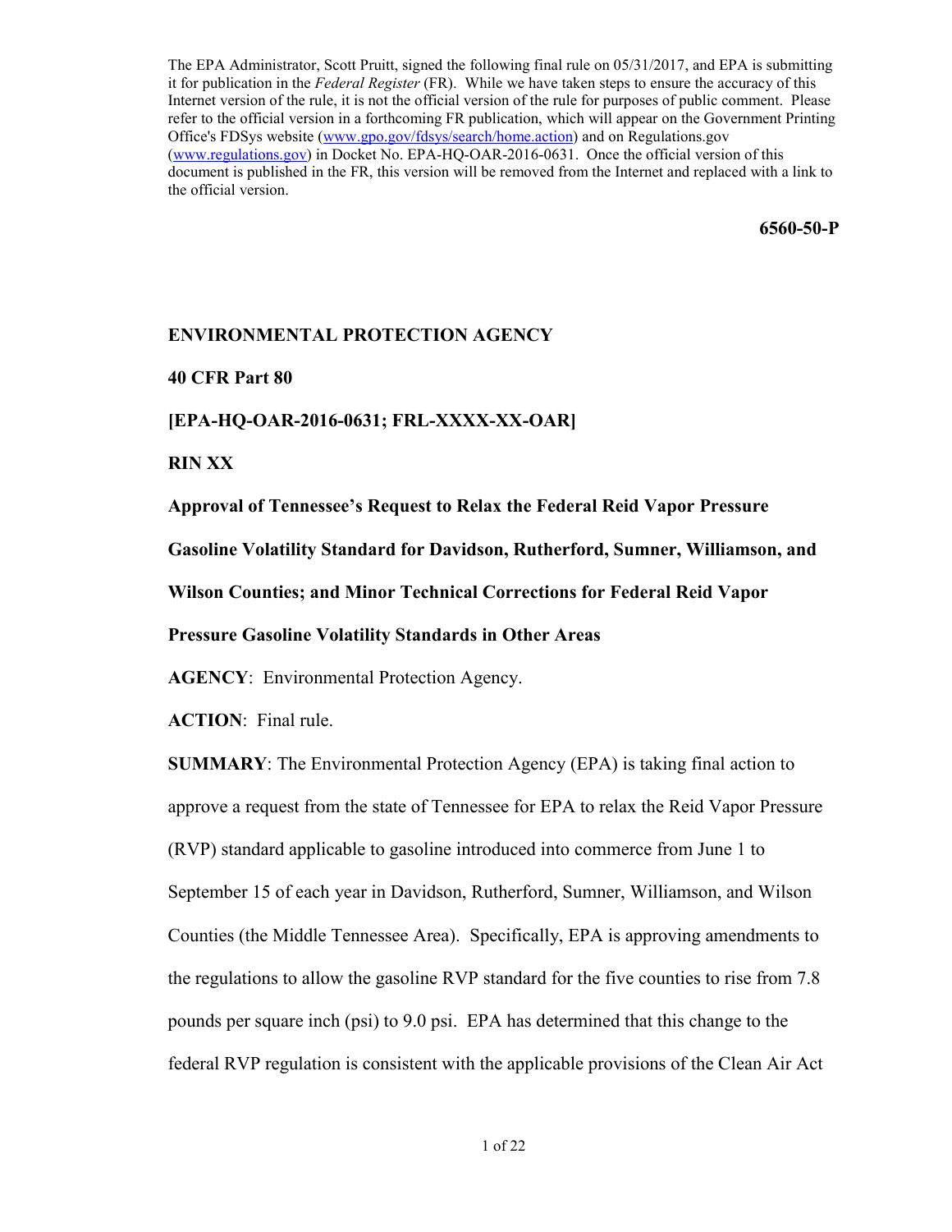The EPA Administrator, Scott Pruitt, signed the following final rule on 05/31/2017, and EPA is submitting it for publication in the *Federal Register* (FR). While we have taken steps to ensure the accuracy of this Internet version of the rule, it is not the official version of the rule for purposes of public comment. Please refer to the official version in a forthcoming FR publication, which will appear on the Government Printing Office's FDSys website (www.gpo.gov/fdsys/search/home.action) and on Regulations.gov (www.regulations.gov) in Docket No. EPA-HQ-OAR-2016-0631. Once the official version of this document is published in the FR, this version will be removed from the Internet and replaced with a link to the official version.

**6560-50-P**

**ENVIRONMENTAL PROTECTION AGENCY**

**40 CFR Part 80**

**[EPA-HQ-OAR-2016-0631; FRL-XXXX-XX-OAR]**

**RIN XX**

**Approval of Tennessee's Request to Relax the Federal Reid Vapor Pressure Gasoline Volatility Standard for Davidson, Rutherford, Sumner, Williamson, and Wilson Counties; and Minor Technical Corrections for Federal Reid Vapor Pressure Gasoline Volatility Standards in Other Areas**

**AGENCY**: Environmental Protection Agency.

**ACTION**: Final rule.

**SUMMARY**: The Environmental Protection Agency (EPA) is taking final action to approve a request from the state of Tennessee for EPA to relax the Reid Vapor Pressure (RVP) standard applicable to gasoline introduced into commerce from June 1 to September 15 of each year in Davidson, Rutherford, Sumner, Williamson, and Wilson Counties (the Middle Tennessee Area). Specifically, EPA is approving amendments to the regulations to allow the gasoline RVP standard for the five counties to rise from 7.8 pounds per square inch (psi) to 9.0 psi. EPA has determined that this change to the federal RVP regulation is consistent with the applicable provisions of the Clean Air Act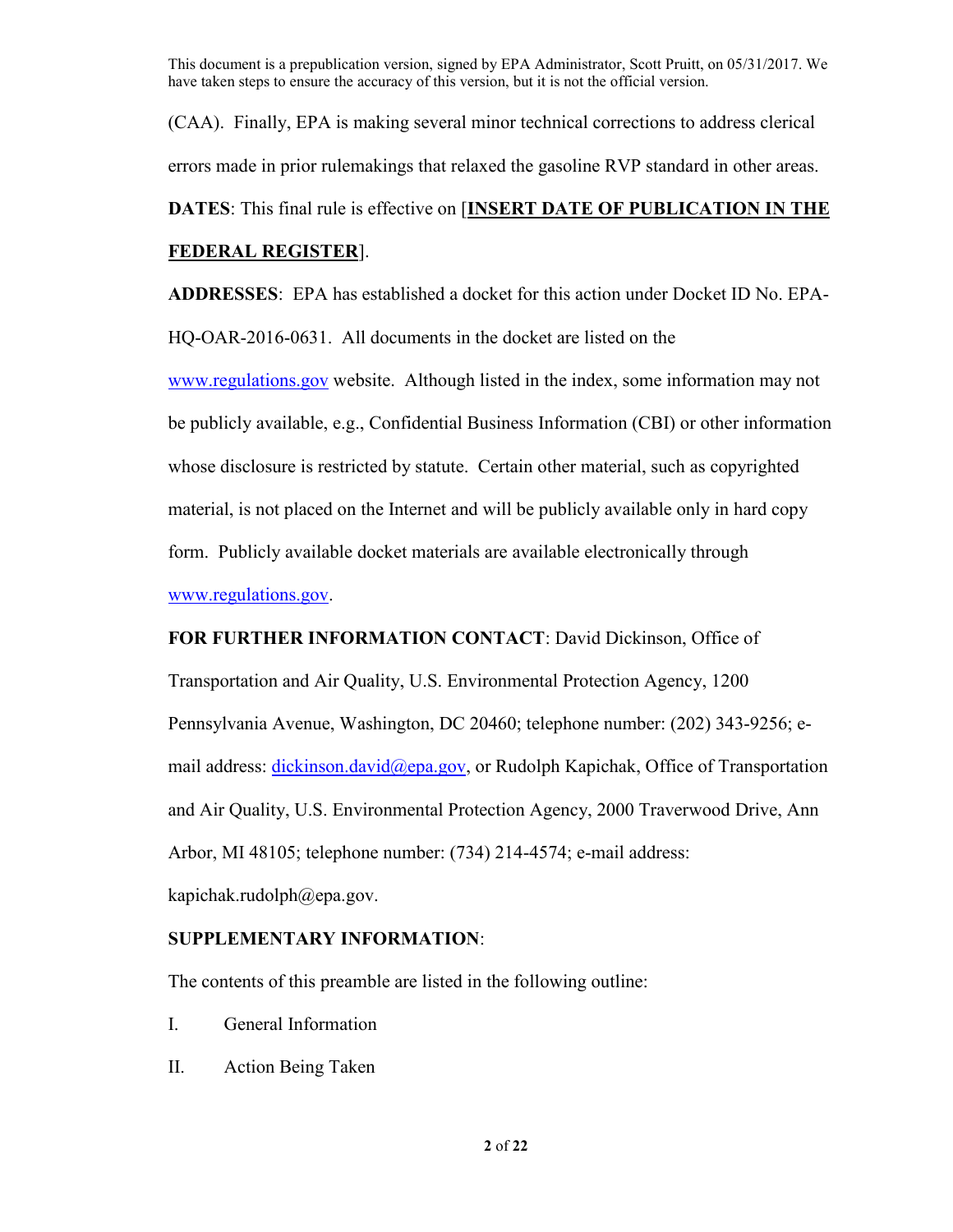(CAA). Finally, EPA is making several minor technical corrections to address clerical errors made in prior rulemakings that relaxed the gasoline RVP standard in other areas.

**DATES**: This final rule is effective on [**INSERT DATE OF PUBLICATION IN THE FEDERAL REGISTER**].

**ADDRESSES**: EPA has established a docket for this action under Docket ID No. EPA-HQ-OAR-2016-0631. All documents in the docket are listed on the www.regulations.gov website. Although listed in the index, some information may not be publicly available, e.g., Confidential Business Information (CBI) or other information whose disclosure is restricted by statute. Certain other material, such as copyrighted material, is not placed on the Internet and will be publicly available only in hard copy form. Publicly available docket materials are available electronically through www.regulations.gov.

**FOR FURTHER INFORMATION CONTACT**: David Dickinson, Office of Transportation and Air Quality, U.S. Environmental Protection Agency, 1200 Pennsylvania Avenue, Washington, DC 20460; telephone number: (202) 343-9256; e-mail address: dickinson.david@epa.gov, or Rudolph Kapichak, Office of Transportation and Air Quality, U.S. Environmental Protection Agency, 2000 Traverwood Drive, Ann Arbor, MI 48105; telephone number: (734) 214-4574; e-mail address: kapichak.rudolph@epa.gov.

**SUPPLEMENTARY INFORMATION**:

The contents of this preamble are listed in the following outline:

I. General Information

II. Action Being Taken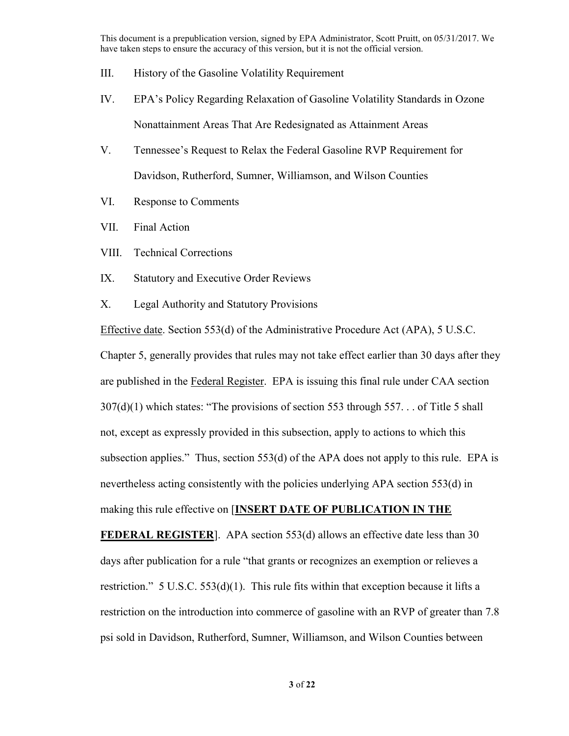III. History of the Gasoline Volatility Requirement

IV. EPA's Policy Regarding Relaxation of Gasoline Volatility Standards in Ozone Nonattainment Areas That Are Redesignated as Attainment Areas

V. Tennessee's Request to Relax the Federal Gasoline RVP Requirement for Davidson, Rutherford, Sumner, Williamson, and Wilson Counties

VI. Response to Comments

VII. Final Action

VIII. Technical Corrections

IX. Statutory and Executive Order Reviews

X. Legal Authority and Statutory Provisions

Effective date. Section 553(d) of the Administrative Procedure Act (APA), 5 U.S.C. Chapter 5, generally provides that rules may not take effect earlier than 30 days after they are published in the Federal Register. EPA is issuing this final rule under CAA section 307(d)(1) which states: "The provisions of section 553 through 557. . . of Title 5 shall not, except as expressly provided in this subsection, apply to actions to which this subsection applies." Thus, section 553(d) of the APA does not apply to this rule. EPA is nevertheless acting consistently with the policies underlying APA section 553(d) in making this rule effective on [**INSERT DATE OF PUBLICATION IN THE FEDERAL REGISTER**]. APA section 553(d) allows an effective date less than 30 days after publication for a rule "that grants or recognizes an exemption or relieves a restriction." 5 U.S.C. 553(d)(1). This rule fits within that exception because it lifts a restriction on the introduction into commerce of gasoline with an RVP of greater than 7.8 psi sold in Davidson, Rutherford, Sumner, Williamson, and Wilson Counties between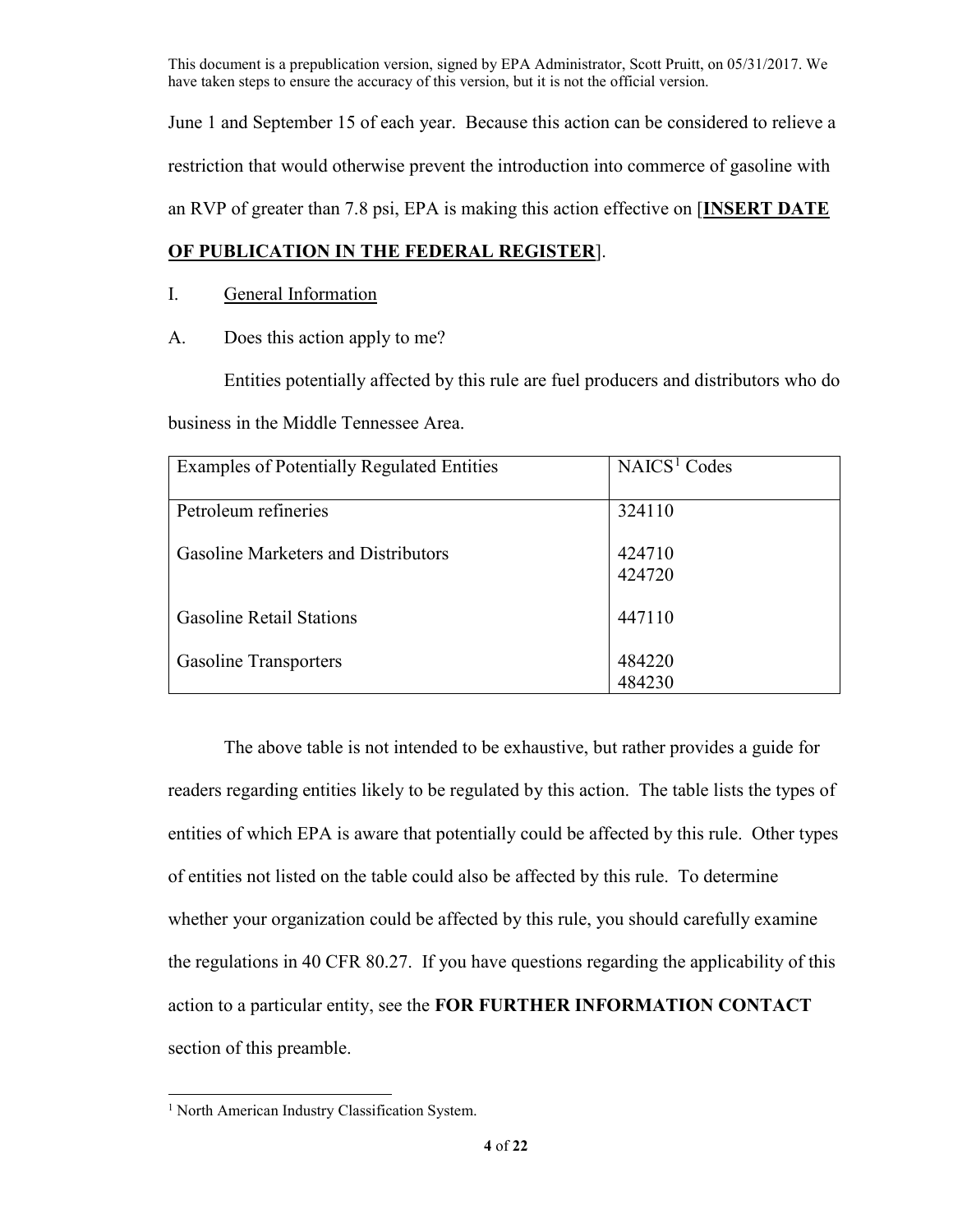June 1 and September 15 of each year. Because this action can be considered to relieve a restriction that would otherwise prevent the introduction into commerce of gasoline with an RVP of greater than 7.8 psi, EPA is making this action effective on [**INSERT DATE OF PUBLICATION IN THE FEDERAL REGISTER**].

## I. General Information

### A. Does this action apply to me?

Entities potentially affected by this rule are fuel producers and distributors who do business in the Middle Tennessee Area.

| Examples of Potentially Regulated Entities | NAICS[1] Codes |
|---|---|
| Petroleum refineries | 324110 |
| Gasoline Marketers and Distributors | 424710<br>424720 |
| Gasoline Retail Stations | 447110 |
| Gasoline Transporters | 484220<br>484230 |

The above table is not intended to be exhaustive, but rather provides a guide for readers regarding entities likely to be regulated by this action. The table lists the types of entities of which EPA is aware that potentially could be affected by this rule. Other types of entities not listed on the table could also be affected by this rule. To determine whether your organization could be affected by this rule, you should carefully examine the regulations in 40 CFR 80.27. If you have questions regarding the applicability of this action to a particular entity, see the **FOR FURTHER INFORMATION CONTACT** section of this preamble.

[1] North American Industry Classification System.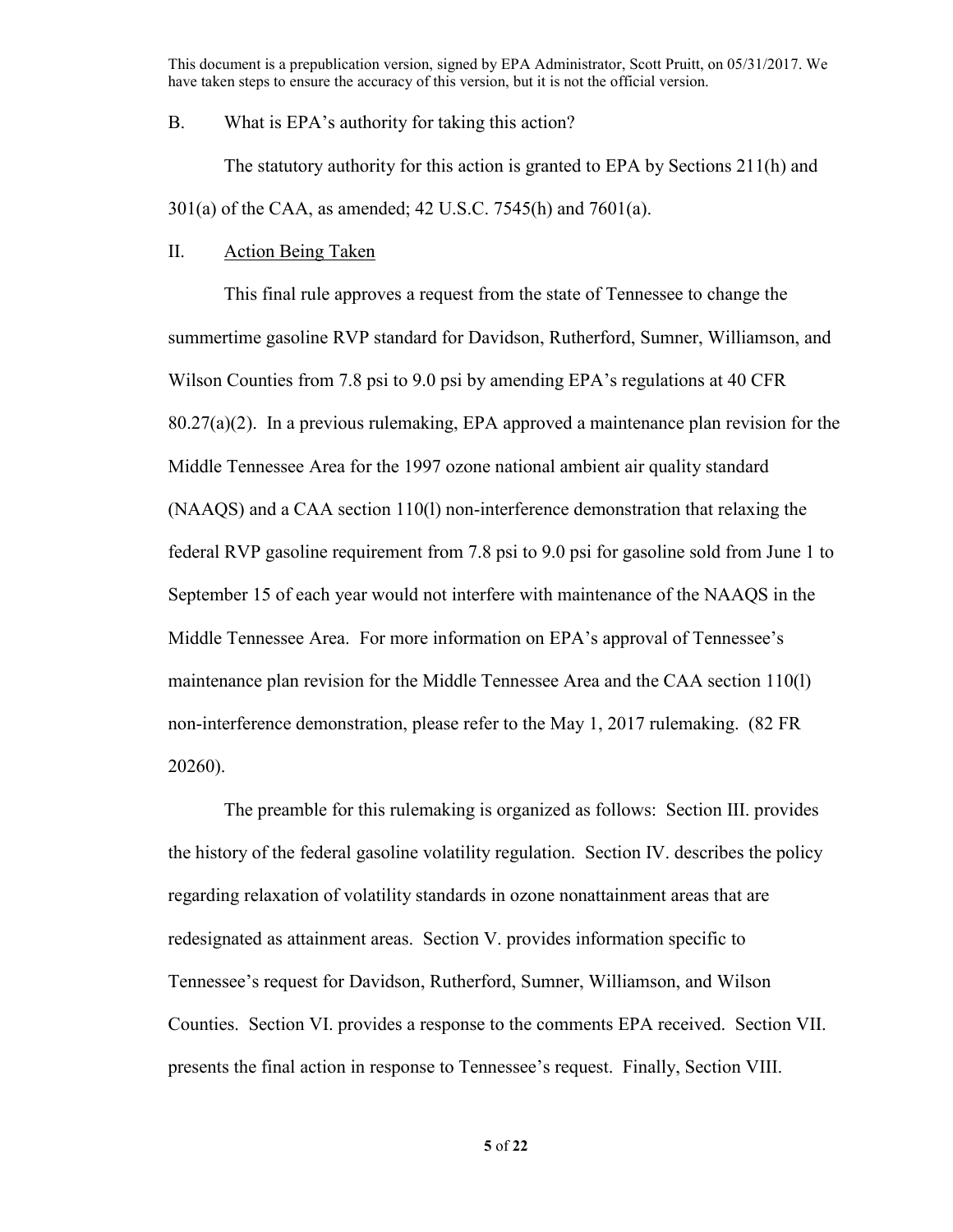B. What is EPA's authority for taking this action?

The statutory authority for this action is granted to EPA by Sections 211(h) and 301(a) of the CAA, as amended; 42 U.S.C. 7545(h) and 7601(a).

## II. Action Being Taken

This final rule approves a request from the state of Tennessee to change the summertime gasoline RVP standard for Davidson, Rutherford, Sumner, Williamson, and Wilson Counties from 7.8 psi to 9.0 psi by amending EPA's regulations at 40 CFR 80.27(a)(2). In a previous rulemaking, EPA approved a maintenance plan revision for the Middle Tennessee Area for the 1997 ozone national ambient air quality standard (NAAQS) and a CAA section 110(l) non-interference demonstration that relaxing the federal RVP gasoline requirement from 7.8 psi to 9.0 psi for gasoline sold from June 1 to September 15 of each year would not interfere with maintenance of the NAAQS in the Middle Tennessee Area. For more information on EPA's approval of Tennessee's maintenance plan revision for the Middle Tennessee Area and the CAA section 110(l) non-interference demonstration, please refer to the May 1, 2017 rulemaking. (82 FR 20260).

The preamble for this rulemaking is organized as follows: Section III. provides the history of the federal gasoline volatility regulation. Section IV. describes the policy regarding relaxation of volatility standards in ozone nonattainment areas that are redesignated as attainment areas. Section V. provides information specific to Tennessee's request for Davidson, Rutherford, Sumner, Williamson, and Wilson Counties. Section VI. provides a response to the comments EPA received. Section VII. presents the final action in response to Tennessee's request. Finally, Section VIII.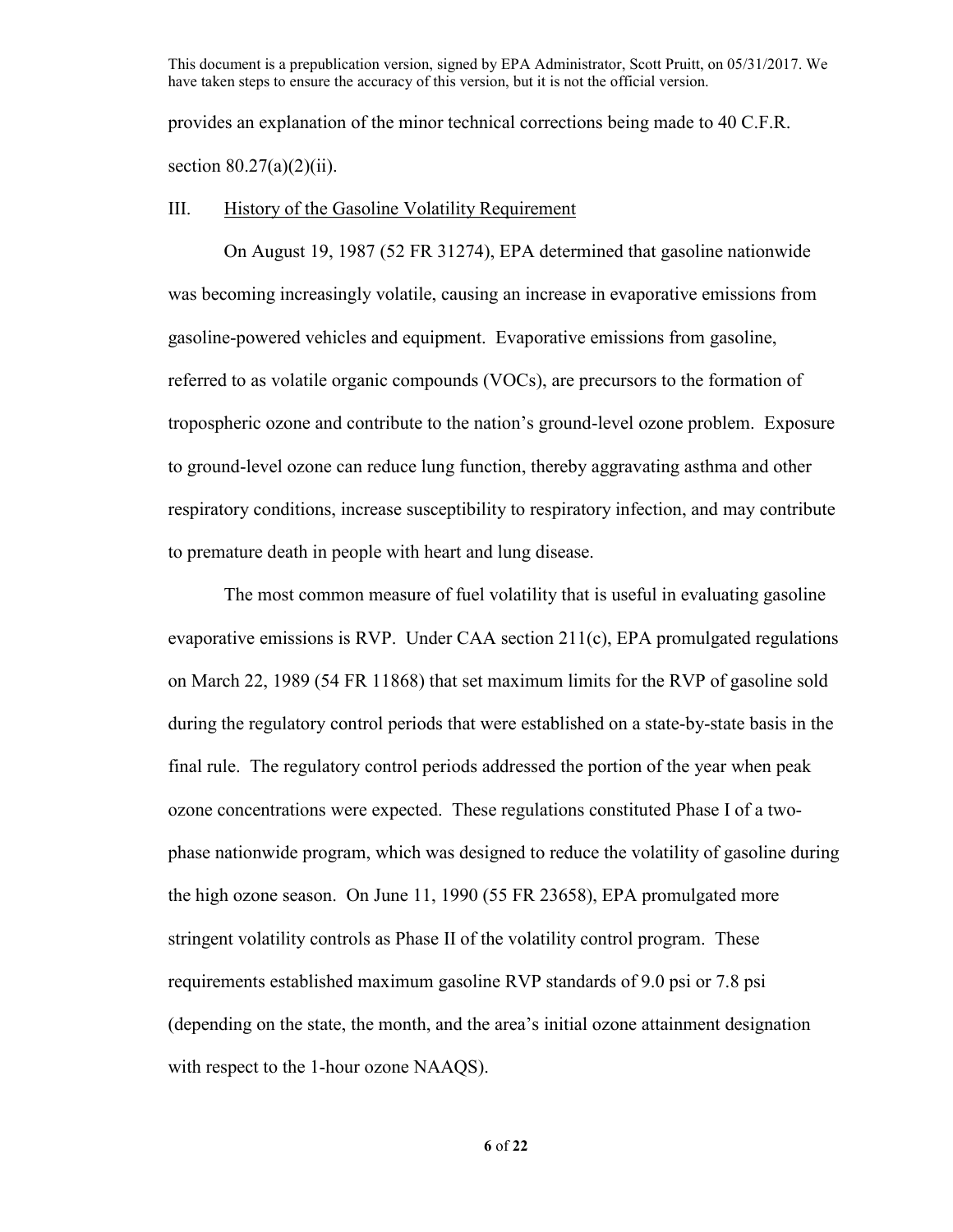provides an explanation of the minor technical corrections being made to 40 C.F.R. section 80.27(a)(2)(ii).

## III. History of the Gasoline Volatility Requirement

On August 19, 1987 (52 FR 31274), EPA determined that gasoline nationwide was becoming increasingly volatile, causing an increase in evaporative emissions from gasoline-powered vehicles and equipment. Evaporative emissions from gasoline, referred to as volatile organic compounds (VOCs), are precursors to the formation of tropospheric ozone and contribute to the nation's ground-level ozone problem. Exposure to ground-level ozone can reduce lung function, thereby aggravating asthma and other respiratory conditions, increase susceptibility to respiratory infection, and may contribute to premature death in people with heart and lung disease.

The most common measure of fuel volatility that is useful in evaluating gasoline evaporative emissions is RVP. Under CAA section 211(c), EPA promulgated regulations on March 22, 1989 (54 FR 11868) that set maximum limits for the RVP of gasoline sold during the regulatory control periods that were established on a state-by-state basis in the final rule. The regulatory control periods addressed the portion of the year when peak ozone concentrations were expected. These regulations constituted Phase I of a two-phase nationwide program, which was designed to reduce the volatility of gasoline during the high ozone season. On June 11, 1990 (55 FR 23658), EPA promulgated more stringent volatility controls as Phase II of the volatility control program. These requirements established maximum gasoline RVP standards of 9.0 psi or 7.8 psi (depending on the state, the month, and the area's initial ozone attainment designation with respect to the 1-hour ozone NAAQS).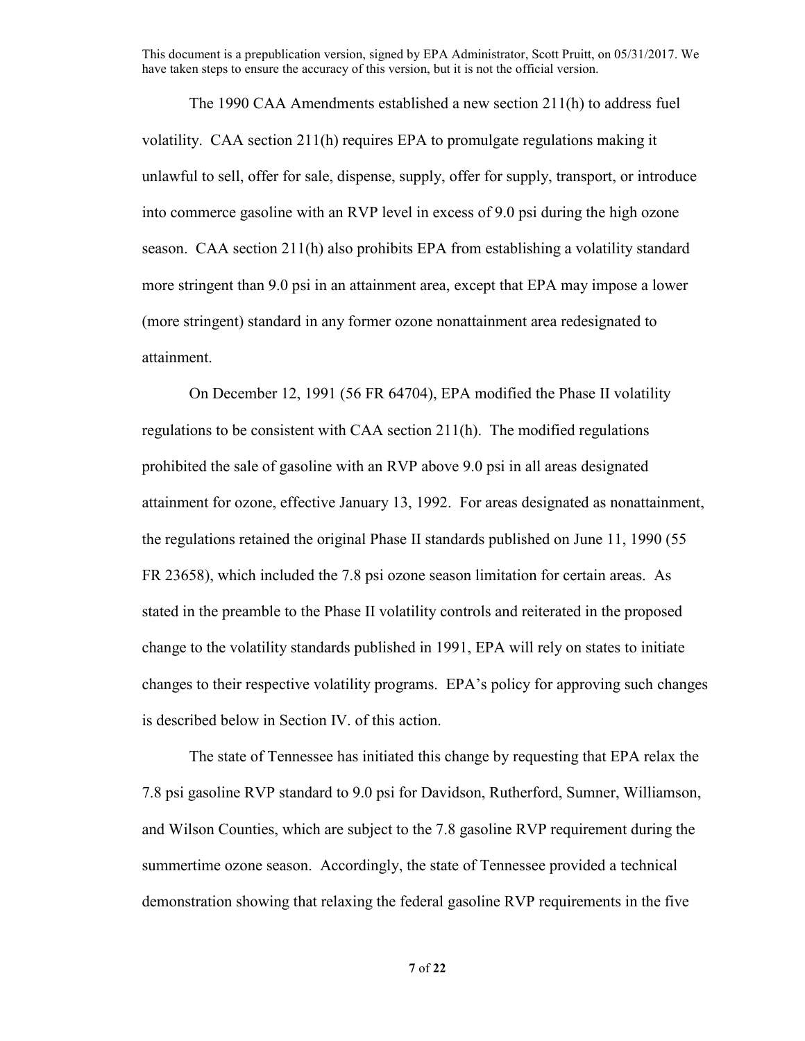The 1990 CAA Amendments established a new section 211(h) to address fuel volatility. CAA section 211(h) requires EPA to promulgate regulations making it unlawful to sell, offer for sale, dispense, supply, offer for supply, transport, or introduce into commerce gasoline with an RVP level in excess of 9.0 psi during the high ozone season. CAA section 211(h) also prohibits EPA from establishing a volatility standard more stringent than 9.0 psi in an attainment area, except that EPA may impose a lower (more stringent) standard in any former ozone nonattainment area redesignated to attainment.

On December 12, 1991 (56 FR 64704), EPA modified the Phase II volatility regulations to be consistent with CAA section 211(h). The modified regulations prohibited the sale of gasoline with an RVP above 9.0 psi in all areas designated attainment for ozone, effective January 13, 1992. For areas designated as nonattainment, the regulations retained the original Phase II standards published on June 11, 1990 (55 FR 23658), which included the 7.8 psi ozone season limitation for certain areas. As stated in the preamble to the Phase II volatility controls and reiterated in the proposed change to the volatility standards published in 1991, EPA will rely on states to initiate changes to their respective volatility programs. EPA's policy for approving such changes is described below in Section IV. of this action.

The state of Tennessee has initiated this change by requesting that EPA relax the 7.8 psi gasoline RVP standard to 9.0 psi for Davidson, Rutherford, Sumner, Williamson, and Wilson Counties, which are subject to the 7.8 gasoline RVP requirement during the summertime ozone season. Accordingly, the state of Tennessee provided a technical demonstration showing that relaxing the federal gasoline RVP requirements in the five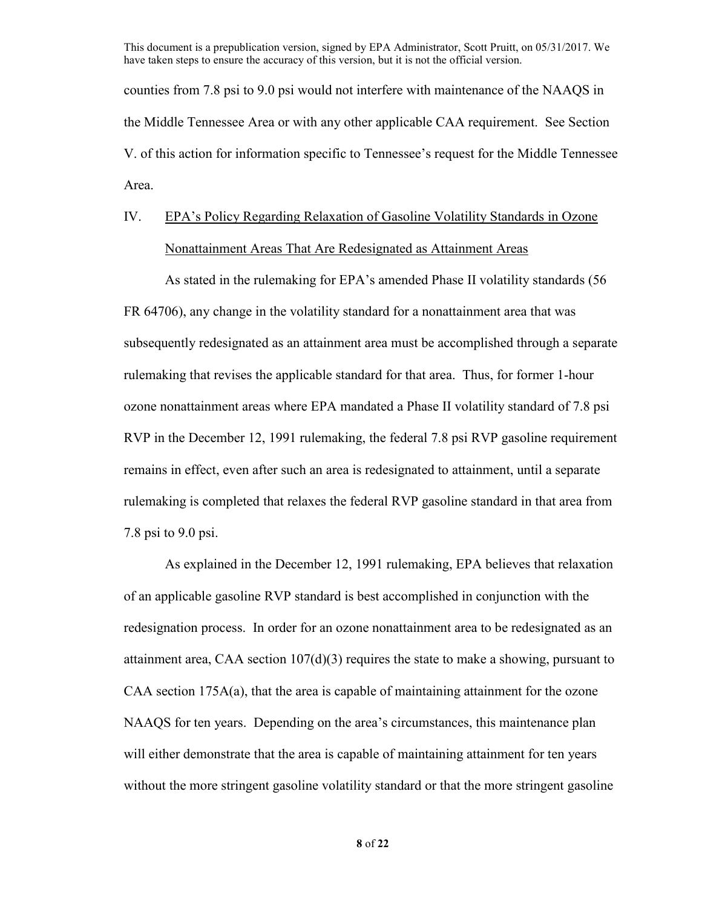counties from 7.8 psi to 9.0 psi would not interfere with maintenance of the NAAQS in the Middle Tennessee Area or with any other applicable CAA requirement. See Section V. of this action for information specific to Tennessee's request for the Middle Tennessee Area.

## IV. EPA's Policy Regarding Relaxation of Gasoline Volatility Standards in Ozone Nonattainment Areas That Are Redesignated as Attainment Areas

As stated in the rulemaking for EPA's amended Phase II volatility standards (56 FR 64706), any change in the volatility standard for a nonattainment area that was subsequently redesignated as an attainment area must be accomplished through a separate rulemaking that revises the applicable standard for that area. Thus, for former 1-hour ozone nonattainment areas where EPA mandated a Phase II volatility standard of 7.8 psi RVP in the December 12, 1991 rulemaking, the federal 7.8 psi RVP gasoline requirement remains in effect, even after such an area is redesignated to attainment, until a separate rulemaking is completed that relaxes the federal RVP gasoline standard in that area from 7.8 psi to 9.0 psi.

As explained in the December 12, 1991 rulemaking, EPA believes that relaxation of an applicable gasoline RVP standard is best accomplished in conjunction with the redesignation process. In order for an ozone nonattainment area to be redesignated as an attainment area, CAA section 107(d)(3) requires the state to make a showing, pursuant to CAA section 175A(a), that the area is capable of maintaining attainment for the ozone NAAQS for ten years. Depending on the area's circumstances, this maintenance plan will either demonstrate that the area is capable of maintaining attainment for ten years without the more stringent gasoline volatility standard or that the more stringent gasoline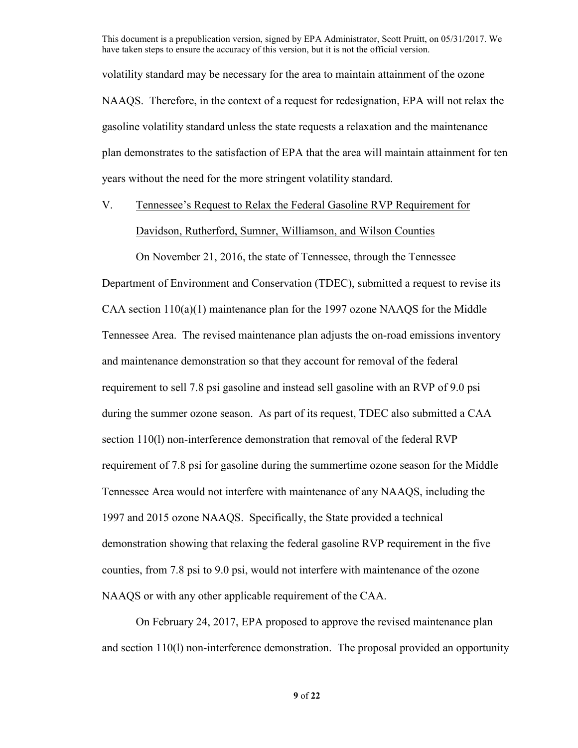volatility standard may be necessary for the area to maintain attainment of the ozone NAAQS. Therefore, in the context of a request for redesignation, EPA will not relax the gasoline volatility standard unless the state requests a relaxation and the maintenance plan demonstrates to the satisfaction of EPA that the area will maintain attainment for ten years without the need for the more stringent volatility standard.

## V. Tennessee's Request to Relax the Federal Gasoline RVP Requirement for Davidson, Rutherford, Sumner, Williamson, and Wilson Counties

On November 21, 2016, the state of Tennessee, through the Tennessee Department of Environment and Conservation (TDEC), submitted a request to revise its CAA section 110(a)(1) maintenance plan for the 1997 ozone NAAQS for the Middle Tennessee Area. The revised maintenance plan adjusts the on-road emissions inventory and maintenance demonstration so that they account for removal of the federal requirement to sell 7.8 psi gasoline and instead sell gasoline with an RVP of 9.0 psi during the summer ozone season. As part of its request, TDEC also submitted a CAA section 110(l) non-interference demonstration that removal of the federal RVP requirement of 7.8 psi for gasoline during the summertime ozone season for the Middle Tennessee Area would not interfere with maintenance of any NAAQS, including the 1997 and 2015 ozone NAAQS. Specifically, the State provided a technical demonstration showing that relaxing the federal gasoline RVP requirement in the five counties, from 7.8 psi to 9.0 psi, would not interfere with maintenance of the ozone NAAQS or with any other applicable requirement of the CAA.

On February 24, 2017, EPA proposed to approve the revised maintenance plan and section 110(l) non-interference demonstration. The proposal provided an opportunity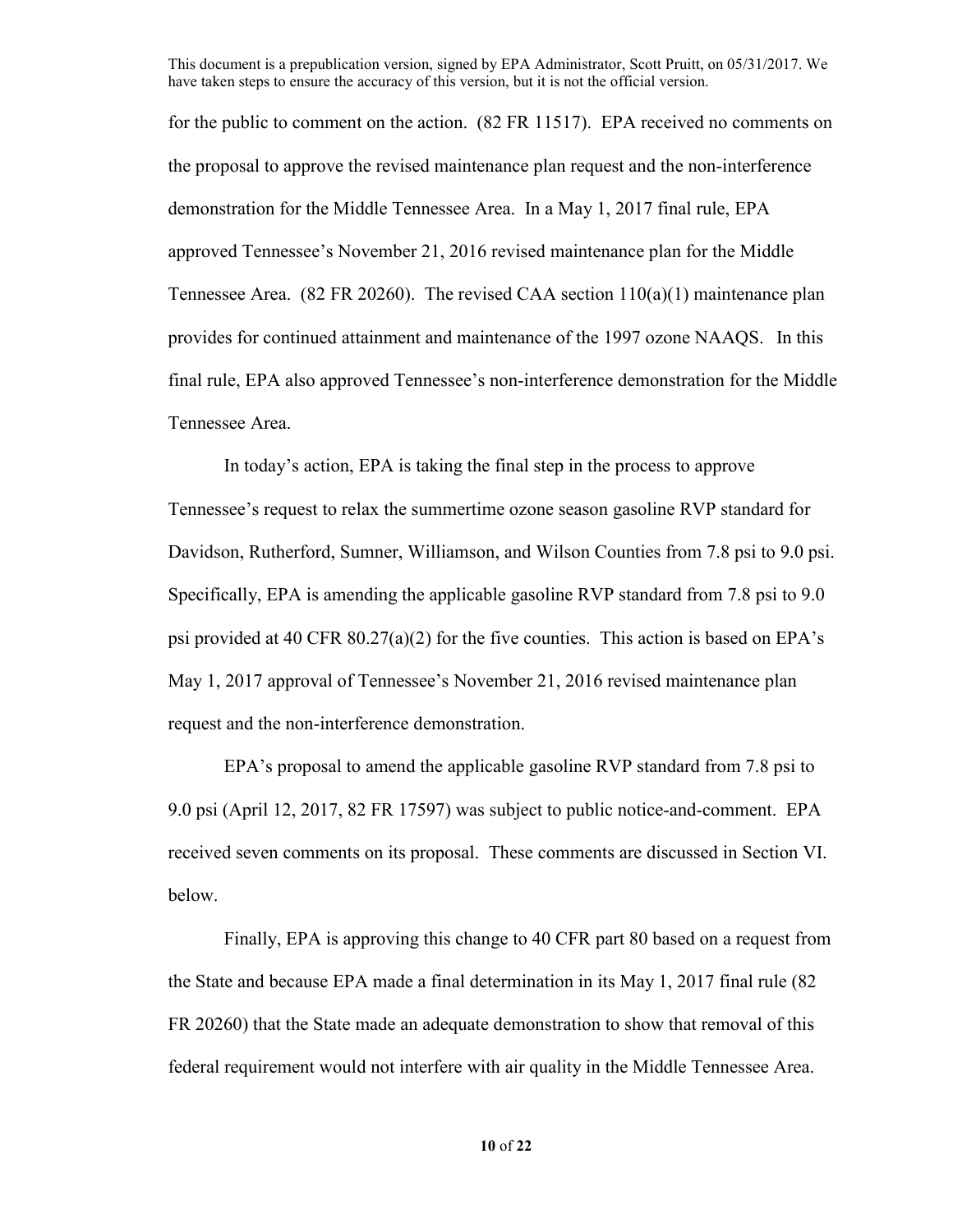for the public to comment on the action. (82 FR 11517). EPA received no comments on the proposal to approve the revised maintenance plan request and the non-interference demonstration for the Middle Tennessee Area. In a May 1, 2017 final rule, EPA approved Tennessee's November 21, 2016 revised maintenance plan for the Middle Tennessee Area. (82 FR 20260). The revised CAA section 110(a)(1) maintenance plan provides for continued attainment and maintenance of the 1997 ozone NAAQS. In this final rule, EPA also approved Tennessee's non-interference demonstration for the Middle Tennessee Area.

In today's action, EPA is taking the final step in the process to approve Tennessee's request to relax the summertime ozone season gasoline RVP standard for Davidson, Rutherford, Sumner, Williamson, and Wilson Counties from 7.8 psi to 9.0 psi. Specifically, EPA is amending the applicable gasoline RVP standard from 7.8 psi to 9.0 psi provided at 40 CFR 80.27(a)(2) for the five counties. This action is based on EPA's May 1, 2017 approval of Tennessee's November 21, 2016 revised maintenance plan request and the non-interference demonstration.

EPA's proposal to amend the applicable gasoline RVP standard from 7.8 psi to 9.0 psi (April 12, 2017, 82 FR 17597) was subject to public notice-and-comment. EPA received seven comments on its proposal. These comments are discussed in Section VI. below.

Finally, EPA is approving this change to 40 CFR part 80 based on a request from the State and because EPA made a final determination in its May 1, 2017 final rule (82 FR 20260) that the State made an adequate demonstration to show that removal of this federal requirement would not interfere with air quality in the Middle Tennessee Area.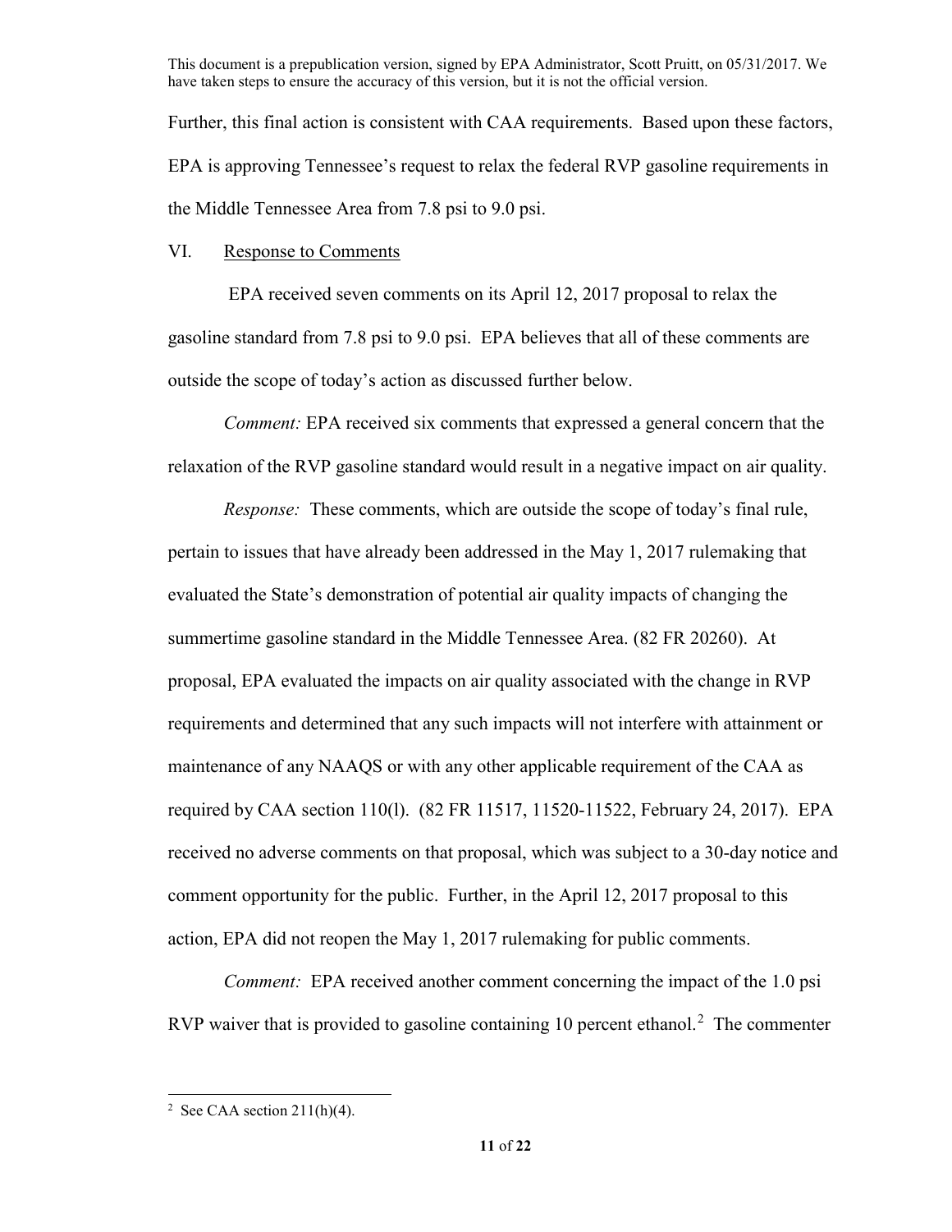Further, this final action is consistent with CAA requirements. Based upon these factors, EPA is approving Tennessee's request to relax the federal RVP gasoline requirements in the Middle Tennessee Area from 7.8 psi to 9.0 psi.

VI. Response to Comments

EPA received seven comments on its April 12, 2017 proposal to relax the gasoline standard from 7.8 psi to 9.0 psi. EPA believes that all of these comments are outside the scope of today's action as discussed further below.

*Comment:* EPA received six comments that expressed a general concern that the relaxation of the RVP gasoline standard would result in a negative impact on air quality.

*Response:* These comments, which are outside the scope of today's final rule, pertain to issues that have already been addressed in the May 1, 2017 rulemaking that evaluated the State's demonstration of potential air quality impacts of changing the summertime gasoline standard in the Middle Tennessee Area. (82 FR 20260). At proposal, EPA evaluated the impacts on air quality associated with the change in RVP requirements and determined that any such impacts will not interfere with attainment or maintenance of any NAAQS or with any other applicable requirement of the CAA as required by CAA section 110(l). (82 FR 11517, 11520-11522, February 24, 2017). EPA received no adverse comments on that proposal, which was subject to a 30-day notice and comment opportunity for the public. Further, in the April 12, 2017 proposal to this action, EPA did not reopen the May 1, 2017 rulemaking for public comments.

*Comment:* EPA received another comment concerning the impact of the 1.0 psi RVP waiver that is provided to gasoline containing 10 percent ethanol.[2] The commenter

---

[2] See CAA section 211(h)(4).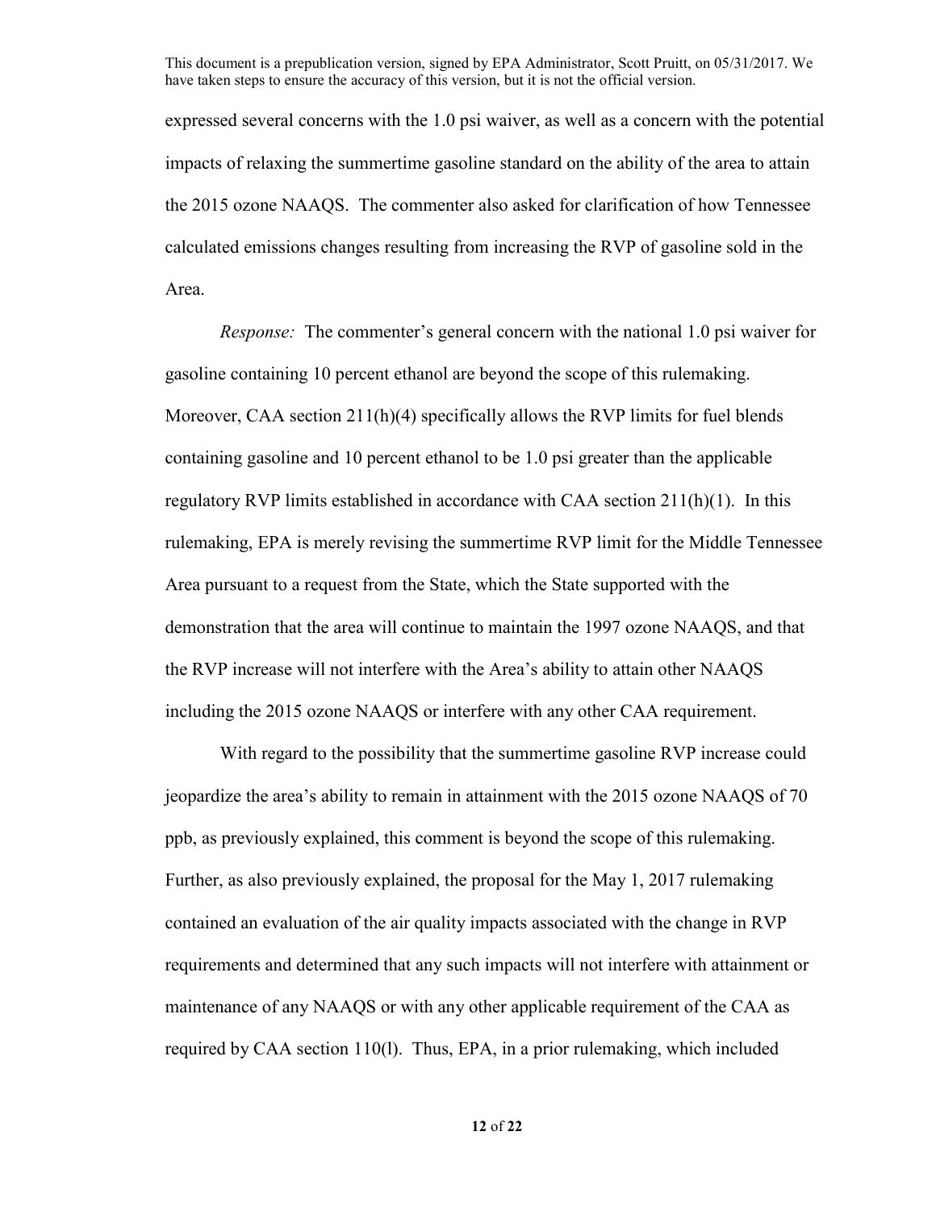expressed several concerns with the 1.0 psi waiver, as well as a concern with the potential impacts of relaxing the summertime gasoline standard on the ability of the area to attain the 2015 ozone NAAQS. The commenter also asked for clarification of how Tennessee calculated emissions changes resulting from increasing the RVP of gasoline sold in the Area.

*Response:* The commenter's general concern with the national 1.0 psi waiver for gasoline containing 10 percent ethanol are beyond the scope of this rulemaking. Moreover, CAA section 211(h)(4) specifically allows the RVP limits for fuel blends containing gasoline and 10 percent ethanol to be 1.0 psi greater than the applicable regulatory RVP limits established in accordance with CAA section 211(h)(1). In this rulemaking, EPA is merely revising the summertime RVP limit for the Middle Tennessee Area pursuant to a request from the State, which the State supported with the demonstration that the area will continue to maintain the 1997 ozone NAAQS, and that the RVP increase will not interfere with the Area's ability to attain other NAAQS including the 2015 ozone NAAQS or interfere with any other CAA requirement.

With regard to the possibility that the summertime gasoline RVP increase could jeopardize the area's ability to remain in attainment with the 2015 ozone NAAQS of 70 ppb, as previously explained, this comment is beyond the scope of this rulemaking. Further, as also previously explained, the proposal for the May 1, 2017 rulemaking contained an evaluation of the air quality impacts associated with the change in RVP requirements and determined that any such impacts will not interfere with attainment or maintenance of any NAAQS or with any other applicable requirement of the CAA as required by CAA section 110(l). Thus, EPA, in a prior rulemaking, which included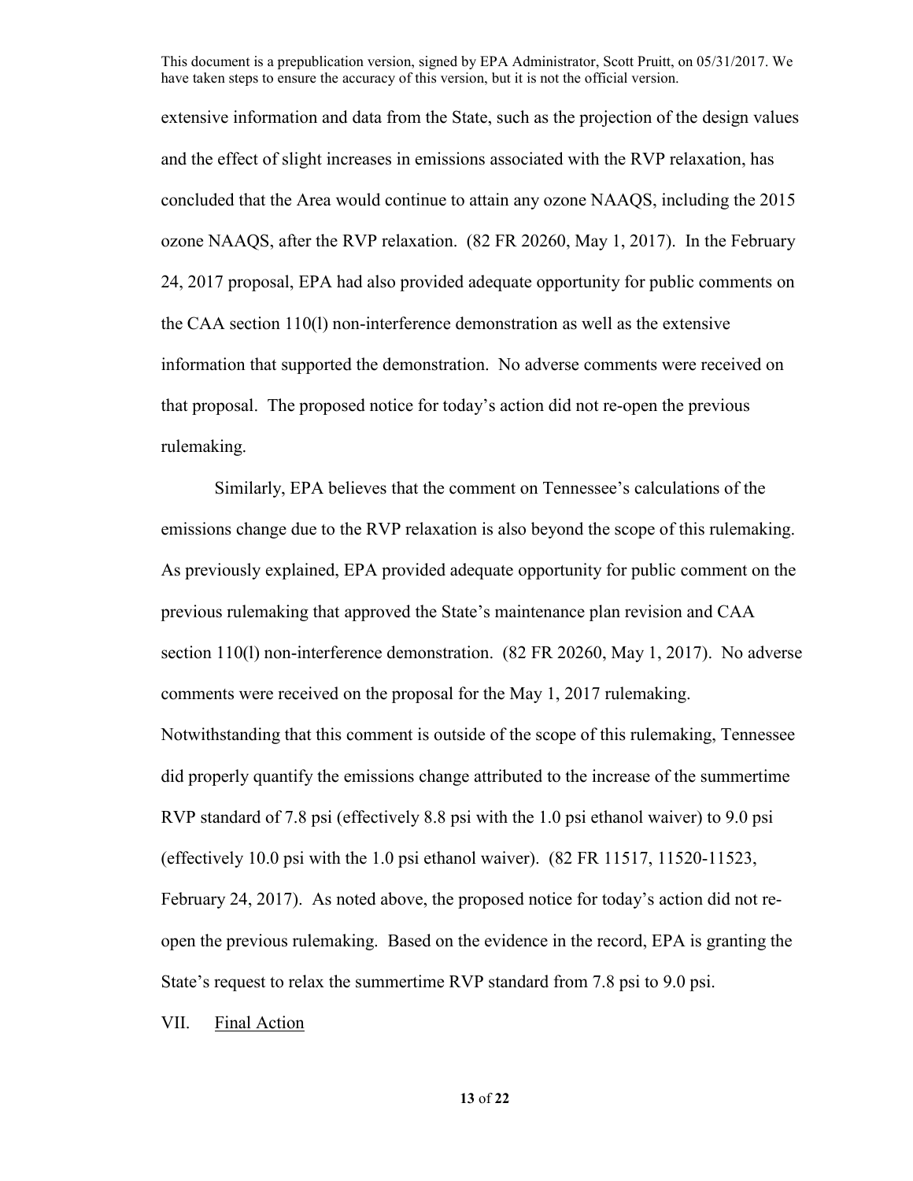extensive information and data from the State, such as the projection of the design values and the effect of slight increases in emissions associated with the RVP relaxation, has concluded that the Area would continue to attain any ozone NAAQS, including the 2015 ozone NAAQS, after the RVP relaxation. (82 FR 20260, May 1, 2017). In the February 24, 2017 proposal, EPA had also provided adequate opportunity for public comments on the CAA section 110(l) non-interference demonstration as well as the extensive information that supported the demonstration. No adverse comments were received on that proposal. The proposed notice for today's action did not re-open the previous rulemaking.

Similarly, EPA believes that the comment on Tennessee's calculations of the emissions change due to the RVP relaxation is also beyond the scope of this rulemaking. As previously explained, EPA provided adequate opportunity for public comment on the previous rulemaking that approved the State's maintenance plan revision and CAA section 110(l) non-interference demonstration. (82 FR 20260, May 1, 2017). No adverse comments were received on the proposal for the May 1, 2017 rulemaking. Notwithstanding that this comment is outside of the scope of this rulemaking, Tennessee did properly quantify the emissions change attributed to the increase of the summertime RVP standard of 7.8 psi (effectively 8.8 psi with the 1.0 psi ethanol waiver) to 9.0 psi (effectively 10.0 psi with the 1.0 psi ethanol waiver). (82 FR 11517, 11520-11523, February 24, 2017). As noted above, the proposed notice for today's action did not re-open the previous rulemaking. Based on the evidence in the record, EPA is granting the State's request to relax the summertime RVP standard from 7.8 psi to 9.0 psi.

## VII. Final Action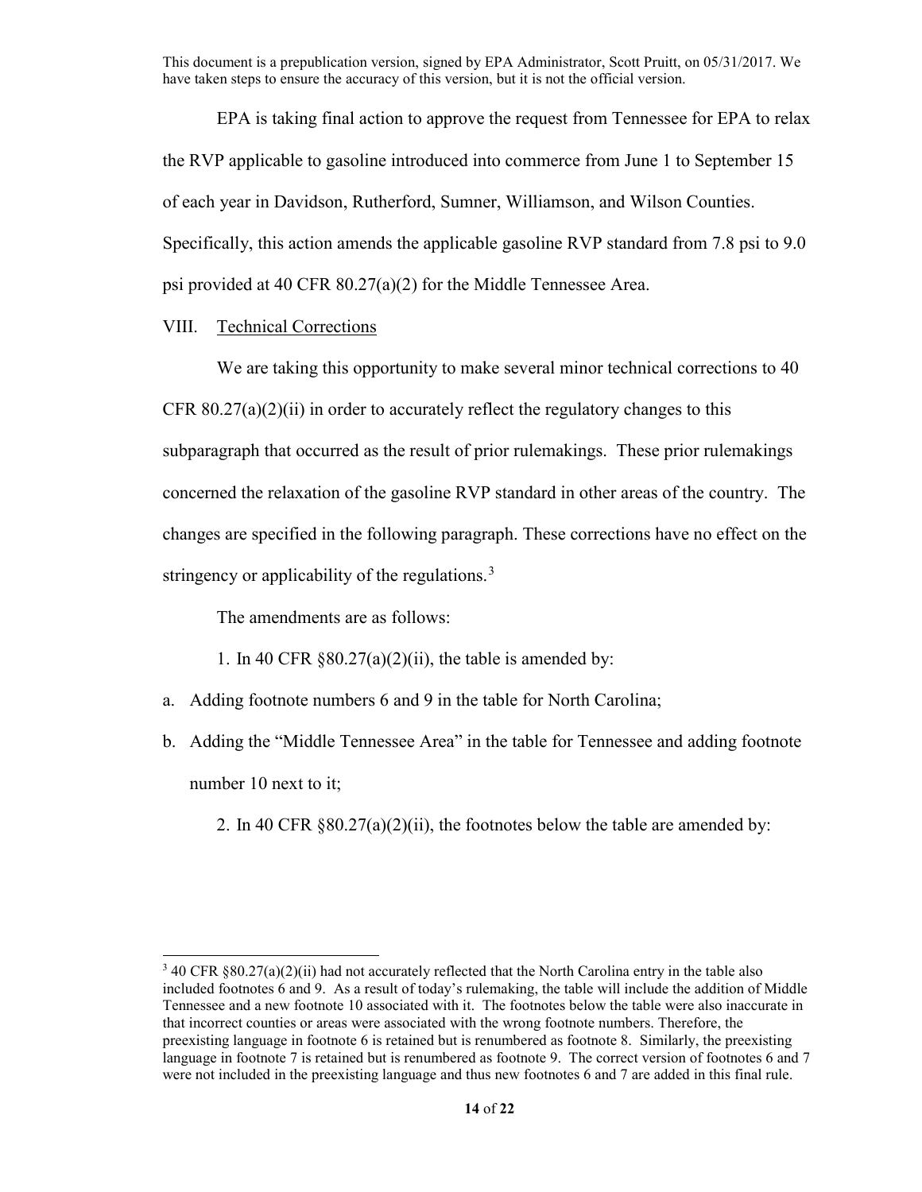EPA is taking final action to approve the request from Tennessee for EPA to relax the RVP applicable to gasoline introduced into commerce from June 1 to September 15 of each year in Davidson, Rutherford, Sumner, Williamson, and Wilson Counties. Specifically, this action amends the applicable gasoline RVP standard from 7.8 psi to 9.0 psi provided at 40 CFR 80.27(a)(2) for the Middle Tennessee Area.

## VIII. Technical Corrections

We are taking this opportunity to make several minor technical corrections to 40 CFR 80.27(a)(2)(ii) in order to accurately reflect the regulatory changes to this subparagraph that occurred as the result of prior rulemakings. These prior rulemakings concerned the relaxation of the gasoline RVP standard in other areas of the country. The changes are specified in the following paragraph. These corrections have no effect on the stringency or applicability of the regulations.[3]

The amendments are as follows:

1. In 40 CFR §80.27(a)(2)(ii), the table is amended by:

a. Adding footnote numbers 6 and 9 in the table for North Carolina;

b. Adding the "Middle Tennessee Area" in the table for Tennessee and adding footnote number 10 next to it;

2. In 40 CFR §80.27(a)(2)(ii), the footnotes below the table are amended by:

---

[3] 40 CFR §80.27(a)(2)(ii) had not accurately reflected that the North Carolina entry in the table also included footnotes 6 and 9. As a result of today's rulemaking, the table will include the addition of Middle Tennessee and a new footnote 10 associated with it. The footnotes below the table were also inaccurate in that incorrect counties or areas were associated with the wrong footnote numbers. Therefore, the preexisting language in footnote 6 is retained but is renumbered as footnote 8. Similarly, the preexisting language in footnote 7 is retained but is renumbered as footnote 9. The correct version of footnotes 6 and 7 were not included in the preexisting language and thus new footnotes 6 and 7 are added in this final rule.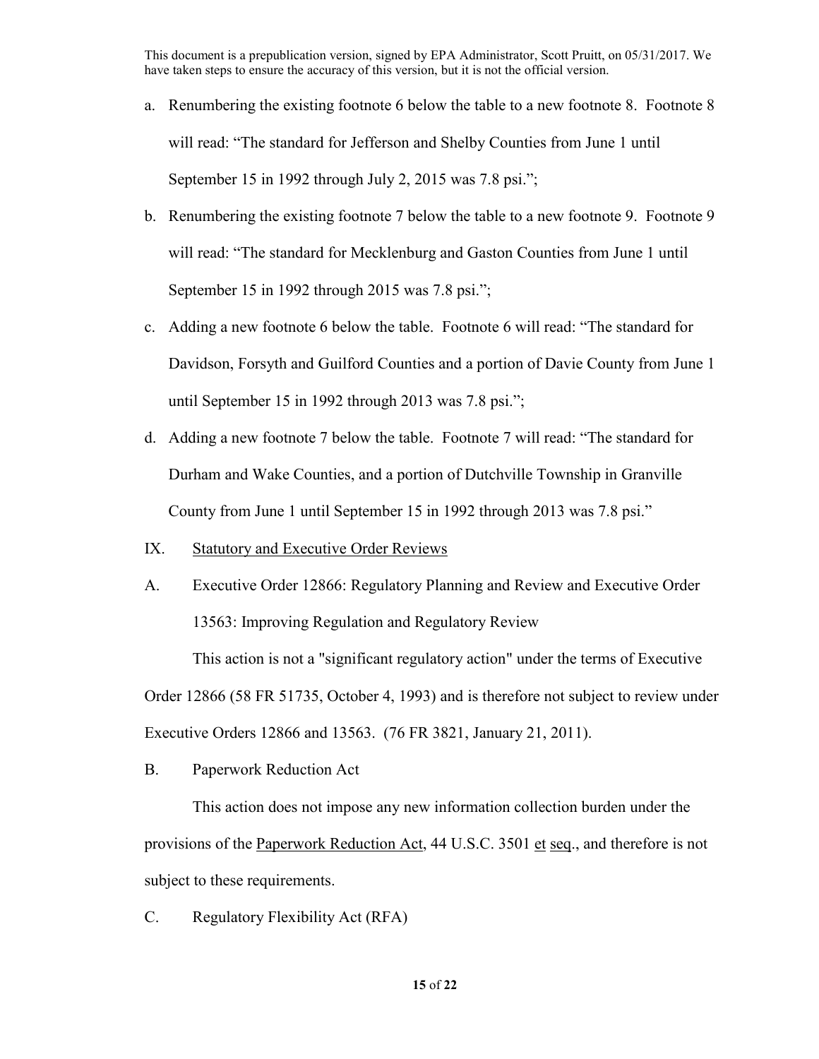a. Renumbering the existing footnote 6 below the table to a new footnote 8. Footnote 8 will read: "The standard for Jefferson and Shelby Counties from June 1 until September 15 in 1992 through July 2, 2015 was 7.8 psi.";

b. Renumbering the existing footnote 7 below the table to a new footnote 9. Footnote 9 will read: "The standard for Mecklenburg and Gaston Counties from June 1 until September 15 in 1992 through 2015 was 7.8 psi.";

c. Adding a new footnote 6 below the table. Footnote 6 will read: "The standard for Davidson, Forsyth and Guilford Counties and a portion of Davie County from June 1 until September 15 in 1992 through 2013 was 7.8 psi.";

d. Adding a new footnote 7 below the table. Footnote 7 will read: "The standard for Durham and Wake Counties, and a portion of Dutchville Township in Granville County from June 1 until September 15 in 1992 through 2013 was 7.8 psi."

## IX. Statutory and Executive Order Reviews

### A. Executive Order 12866: Regulatory Planning and Review and Executive Order 13563: Improving Regulation and Regulatory Review

This action is not a "significant regulatory action" under the terms of Executive Order 12866 (58 FR 51735, October 4, 1993) and is therefore not subject to review under Executive Orders 12866 and 13563. (76 FR 3821, January 21, 2011).

### B. Paperwork Reduction Act

This action does not impose any new information collection burden under the provisions of the Paperwork Reduction Act, 44 U.S.C. 3501 et seq., and therefore is not subject to these requirements.

### C. Regulatory Flexibility Act (RFA)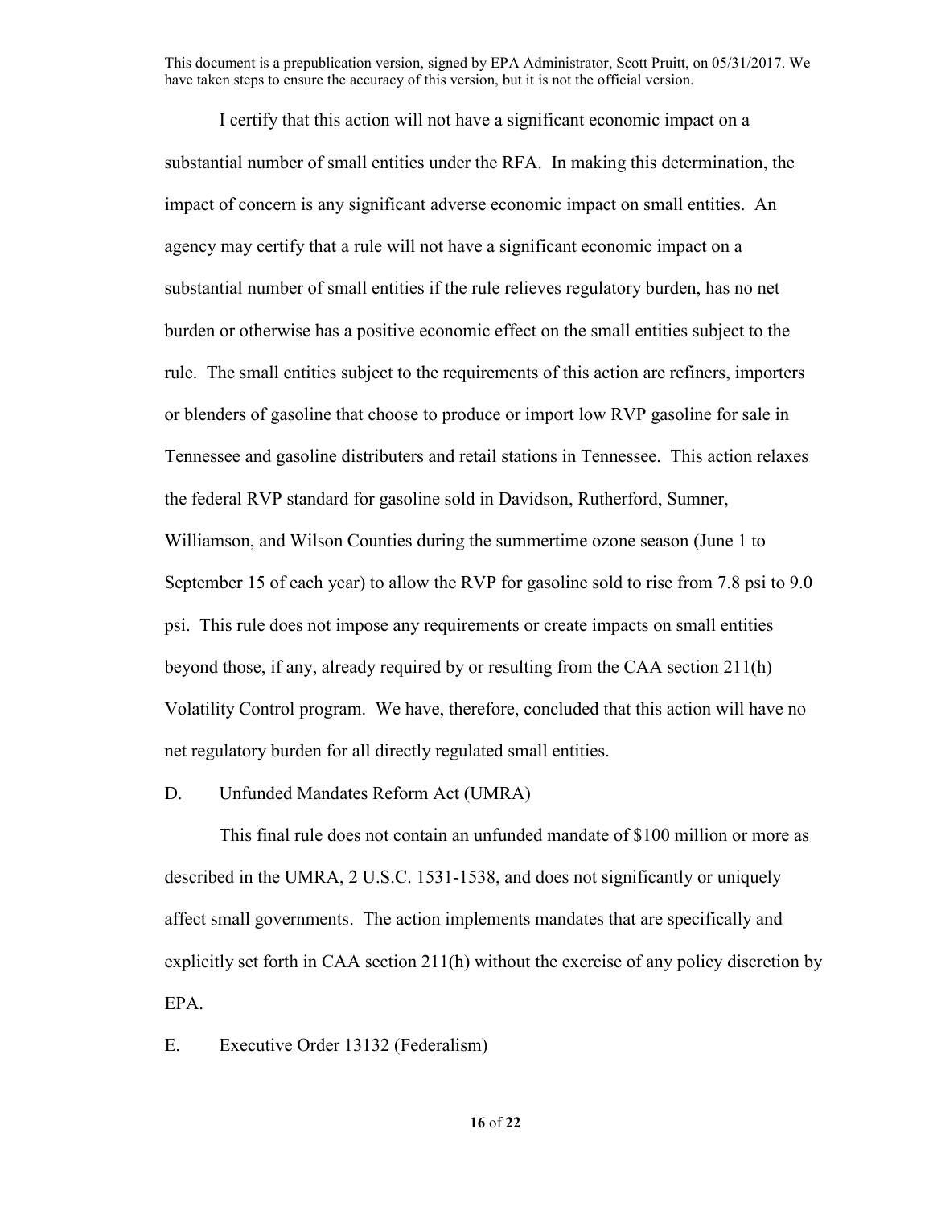I certify that this action will not have a significant economic impact on a substantial number of small entities under the RFA. In making this determination, the impact of concern is any significant adverse economic impact on small entities. An agency may certify that a rule will not have a significant economic impact on a substantial number of small entities if the rule relieves regulatory burden, has no net burden or otherwise has a positive economic effect on the small entities subject to the rule. The small entities subject to the requirements of this action are refiners, importers or blenders of gasoline that choose to produce or import low RVP gasoline for sale in Tennessee and gasoline distributers and retail stations in Tennessee. This action relaxes the federal RVP standard for gasoline sold in Davidson, Rutherford, Sumner, Williamson, and Wilson Counties during the summertime ozone season (June 1 to September 15 of each year) to allow the RVP for gasoline sold to rise from 7.8 psi to 9.0 psi. This rule does not impose any requirements or create impacts on small entities beyond those, if any, already required by or resulting from the CAA section 211(h) Volatility Control program. We have, therefore, concluded that this action will have no net regulatory burden for all directly regulated small entities.

### D. Unfunded Mandates Reform Act (UMRA)

This final rule does not contain an unfunded mandate of $100 million or more as described in the UMRA, 2 U.S.C. 1531-1538, and does not significantly or uniquely affect small governments. The action implements mandates that are specifically and explicitly set forth in CAA section 211(h) without the exercise of any policy discretion by EPA.

### E. Executive Order 13132 (Federalism)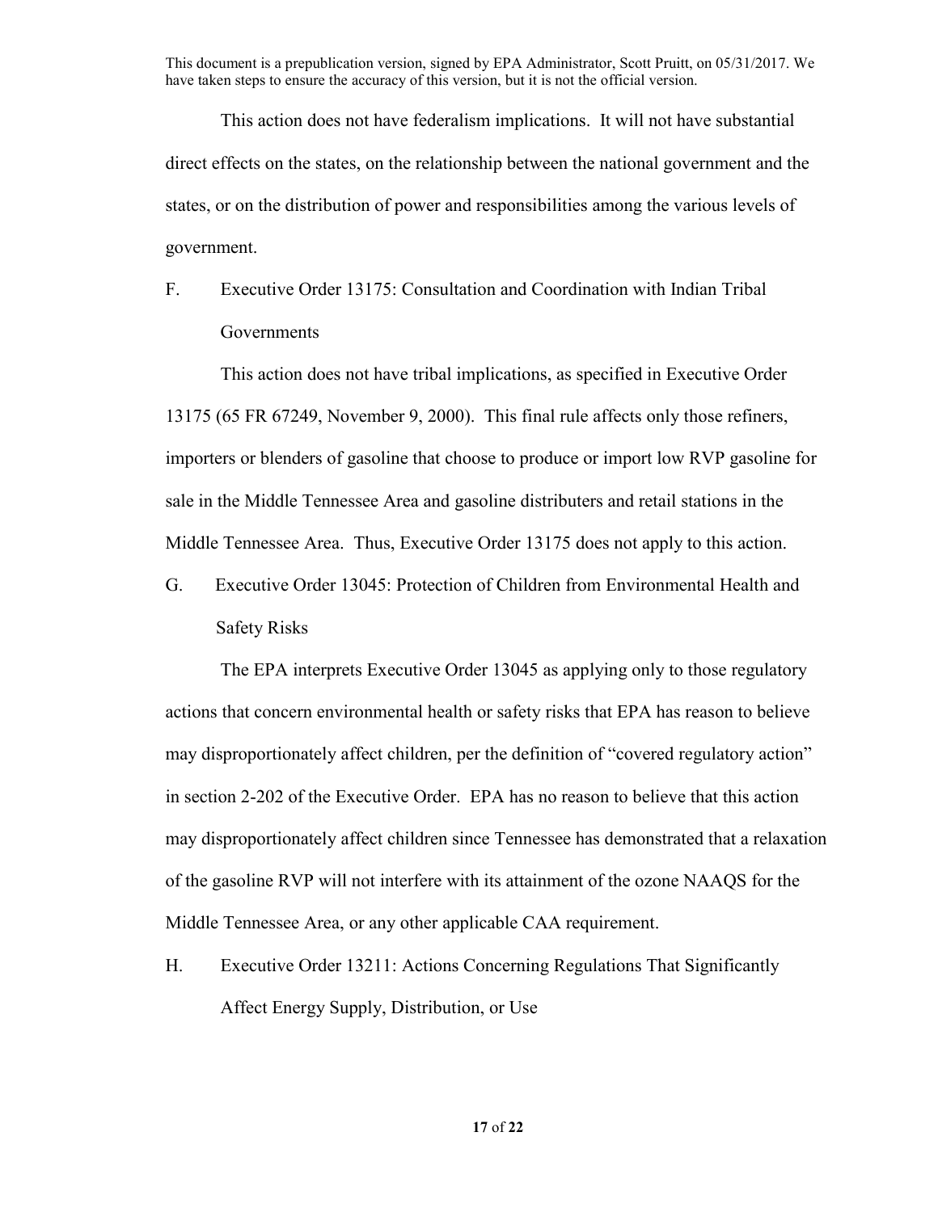This action does not have federalism implications. It will not have substantial direct effects on the states, on the relationship between the national government and the states, or on the distribution of power and responsibilities among the various levels of government.

### F. Executive Order 13175: Consultation and Coordination with Indian Tribal Governments

This action does not have tribal implications, as specified in Executive Order 13175 (65 FR 67249, November 9, 2000). This final rule affects only those refiners, importers or blenders of gasoline that choose to produce or import low RVP gasoline for sale in the Middle Tennessee Area and gasoline distributers and retail stations in the Middle Tennessee Area. Thus, Executive Order 13175 does not apply to this action.

### G. Executive Order 13045: Protection of Children from Environmental Health and Safety Risks

The EPA interprets Executive Order 13045 as applying only to those regulatory actions that concern environmental health or safety risks that EPA has reason to believe may disproportionately affect children, per the definition of "covered regulatory action" in section 2-202 of the Executive Order. EPA has no reason to believe that this action may disproportionately affect children since Tennessee has demonstrated that a relaxation of the gasoline RVP will not interfere with its attainment of the ozone NAAQS for the Middle Tennessee Area, or any other applicable CAA requirement.

### H. Executive Order 13211: Actions Concerning Regulations That Significantly Affect Energy Supply, Distribution, or Use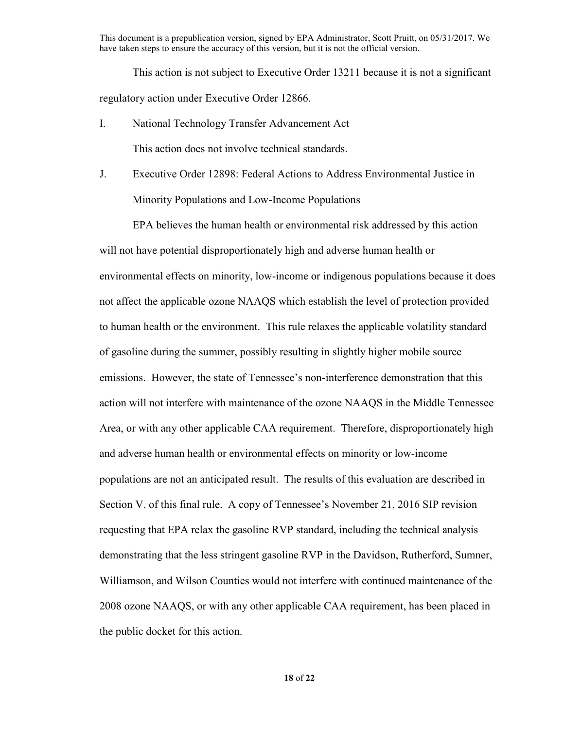This action is not subject to Executive Order 13211 because it is not a significant regulatory action under Executive Order 12866.

## I. National Technology Transfer Advancement Act

This action does not involve technical standards.

## J. Executive Order 12898: Federal Actions to Address Environmental Justice in Minority Populations and Low-Income Populations

EPA believes the human health or environmental risk addressed by this action will not have potential disproportionately high and adverse human health or environmental effects on minority, low-income or indigenous populations because it does not affect the applicable ozone NAAQS which establish the level of protection provided to human health or the environment. This rule relaxes the applicable volatility standard of gasoline during the summer, possibly resulting in slightly higher mobile source emissions. However, the state of Tennessee's non-interference demonstration that this action will not interfere with maintenance of the ozone NAAQS in the Middle Tennessee Area, or with any other applicable CAA requirement. Therefore, disproportionately high and adverse human health or environmental effects on minority or low-income populations are not an anticipated result. The results of this evaluation are described in Section V. of this final rule. A copy of Tennessee's November 21, 2016 SIP revision requesting that EPA relax the gasoline RVP standard, including the technical analysis demonstrating that the less stringent gasoline RVP in the Davidson, Rutherford, Sumner, Williamson, and Wilson Counties would not interfere with continued maintenance of the 2008 ozone NAAQS, or with any other applicable CAA requirement, has been placed in the public docket for this action.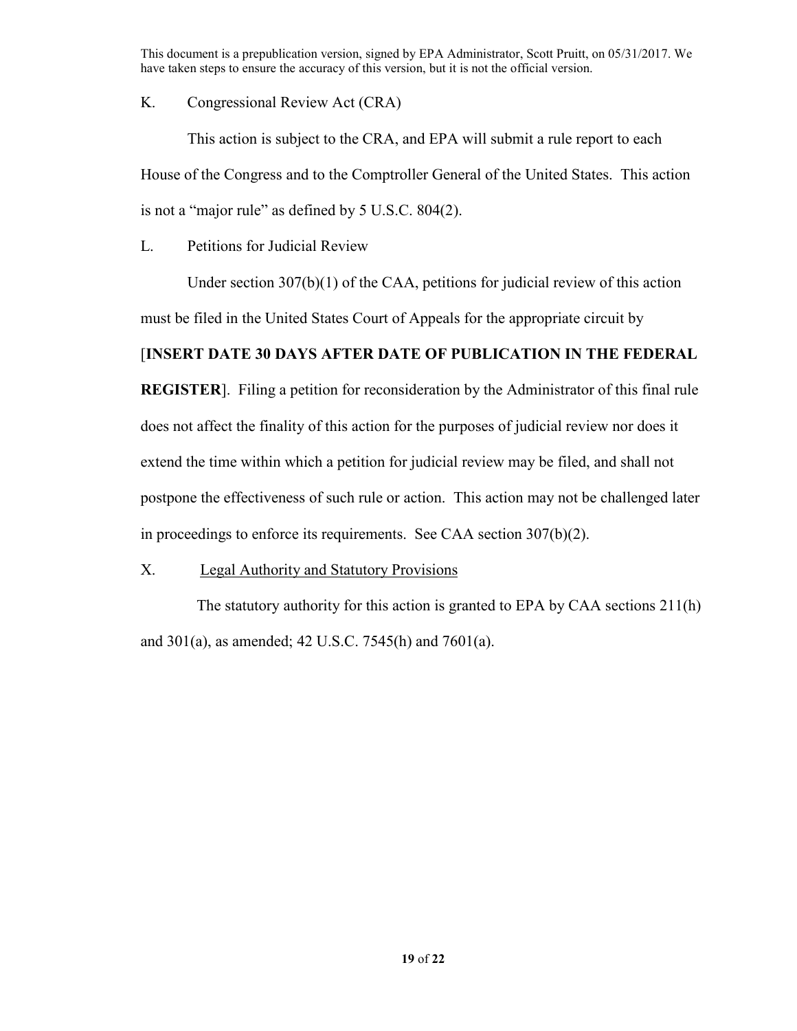### K. Congressional Review Act (CRA)

This action is subject to the CRA, and EPA will submit a rule report to each House of the Congress and to the Comptroller General of the United States. This action is not a "major rule" as defined by 5 U.S.C. 804(2).

### L. Petitions for Judicial Review

Under section 307(b)(1) of the CAA, petitions for judicial review of this action must be filed in the United States Court of Appeals for the appropriate circuit by [**INSERT DATE 30 DAYS AFTER DATE OF PUBLICATION IN THE FEDERAL REGISTER**]. Filing a petition for reconsideration by the Administrator of this final rule does not affect the finality of this action for the purposes of judicial review nor does it extend the time within which a petition for judicial review may be filed, and shall not postpone the effectiveness of such rule or action. This action may not be challenged later in proceedings to enforce its requirements. See CAA section 307(b)(2).

## X. Legal Authority and Statutory Provisions

The statutory authority for this action is granted to EPA by CAA sections 211(h) and 301(a), as amended; 42 U.S.C. 7545(h) and 7601(a).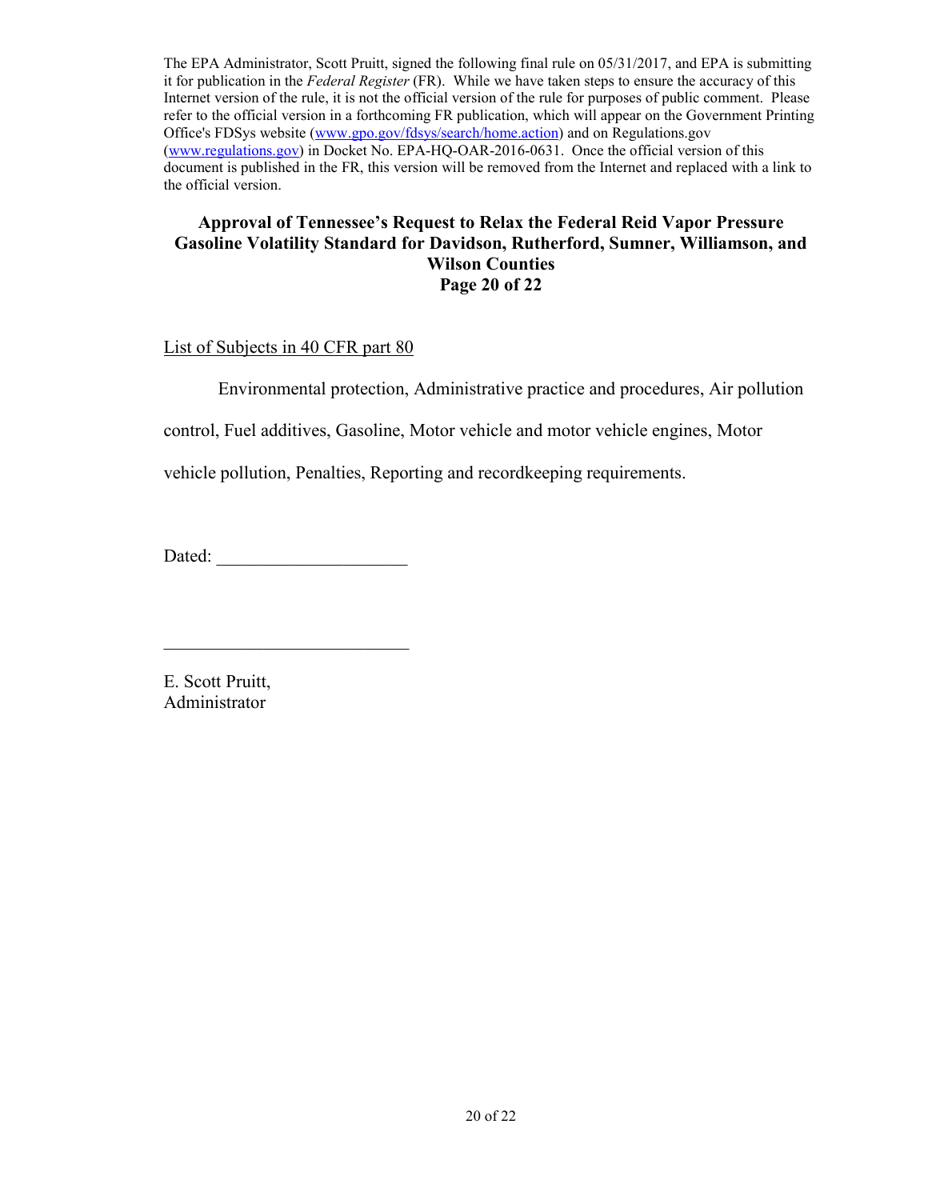The EPA Administrator, Scott Pruitt, signed the following final rule on 05/31/2017, and EPA is submitting it for publication in the *Federal Register* (FR). While we have taken steps to ensure the accuracy of this Internet version of the rule, it is not the official version of the rule for purposes of public comment. Please refer to the official version in a forthcoming FR publication, which will appear on the Government Printing Office's FDSys website (www.gpo.gov/fdsys/search/home.action) and on Regulations.gov (www.regulations.gov) in Docket No. EPA-HQ-OAR-2016-0631. Once the official version of this document is published in the FR, this version will be removed from the Internet and replaced with a link to the official version.

**Approval of Tennessee's Request to Relax the Federal Reid Vapor Pressure Gasoline Volatility Standard for Davidson, Rutherford, Sumner, Williamson, and Wilson Counties**
**Page 20 of 22**

List of Subjects in 40 CFR part 80

Environmental protection, Administrative practice and procedures, Air pollution control, Fuel additives, Gasoline, Motor vehicle and motor vehicle engines, Motor vehicle pollution, Penalties, Reporting and recordkeeping requirements.

Dated: ____________________

__________________________

E. Scott Pruitt,
Administrator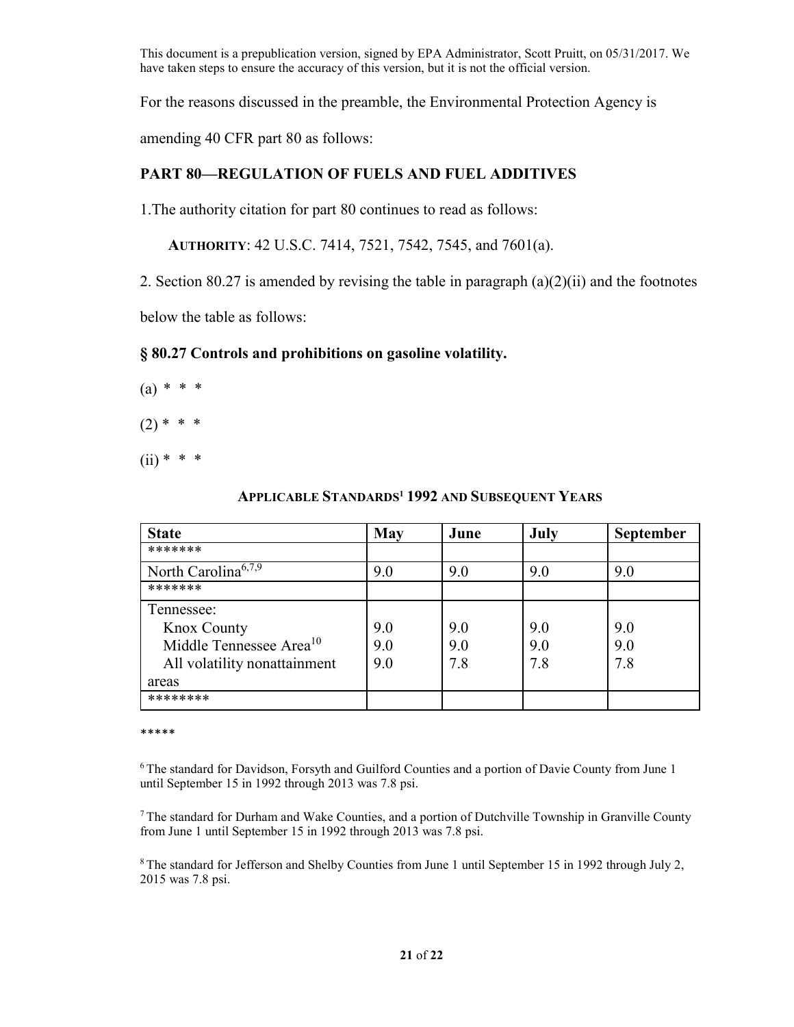This document is a prepublication version, signed by EPA Administrator, Scott Pruitt, on 05/31/2017. We have taken steps to ensure the accuracy of this version, but it is not the official version.

For the reasons discussed in the preamble, the Environmental Protection Agency is amending 40 CFR part 80 as follows:

## PART 80—REGULATION OF FUELS AND FUEL ADDITIVES

1.The authority citation for part 80 continues to read as follows:

**AUTHORITY**: 42 U.S.C. 7414, 7521, 7542, 7545, and 7601(a).

2. Section 80.27 is amended by revising the table in paragraph (a)(2)(ii) and the footnotes below the table as follows:

### § 80.27 Controls and prohibitions on gasoline volatility.

(a) * * *

(2) * * *

(ii) * * *

**APPLICABLE STANDARDS[1] 1992 AND SUBSEQUENT YEARS**

| State | May | June | July | September |
|---|---|---|---|---|
| ******* | | | | |
| North Carolina[6,7,9] | 9.0 | 9.0 | 9.0 | 9.0 |
| ******* | | | | |
| Tennessee: | | | | |
| Knox County | 9.0 | 9.0 | 9.0 | 9.0 |
| Middle Tennessee Area[10] | 9.0 | 9.0 | 9.0 | 9.0 |
| All volatility nonattainment areas | 9.0 | 7.8 | 7.8 | 7.8 |
| ******** | | | | |

*****

[6] The standard for Davidson, Forsyth and Guilford Counties and a portion of Davie County from June 1 until September 15 in 1992 through 2013 was 7.8 psi.

[7] The standard for Durham and Wake Counties, and a portion of Dutchville Township in Granville County from June 1 until September 15 in 1992 through 2013 was 7.8 psi.

[8] The standard for Jefferson and Shelby Counties from June 1 until September 15 in 1992 through July 2, 2015 was 7.8 psi.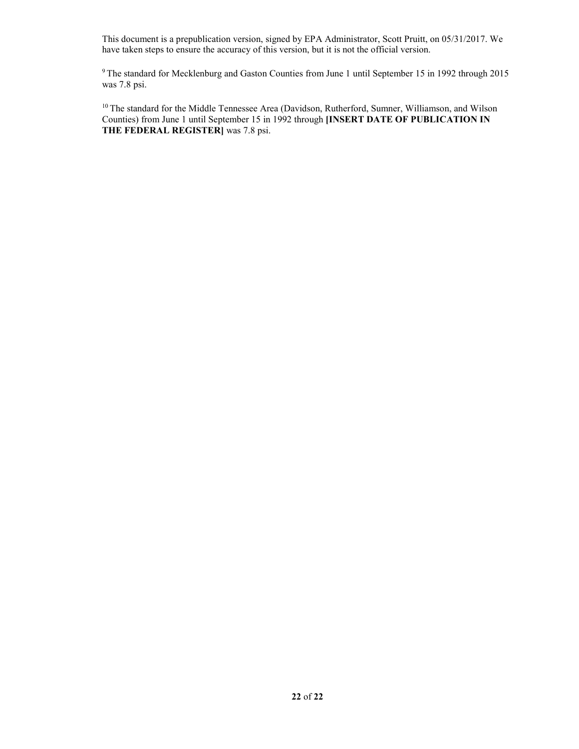This document is a prepublication version, signed by EPA Administrator, Scott Pruitt, on 05/31/2017. We have taken steps to ensure the accuracy of this version, but it is not the official version.

[9] The standard for Mecklenburg and Gaston Counties from June 1 until September 15 in 1992 through 2015 was 7.8 psi.

[10] The standard for the Middle Tennessee Area (Davidson, Rutherford, Sumner, Williamson, and Wilson Counties) from June 1 until September 15 in 1992 through **[INSERT DATE OF PUBLICATION IN THE FEDERAL REGISTER]** was 7.8 psi.